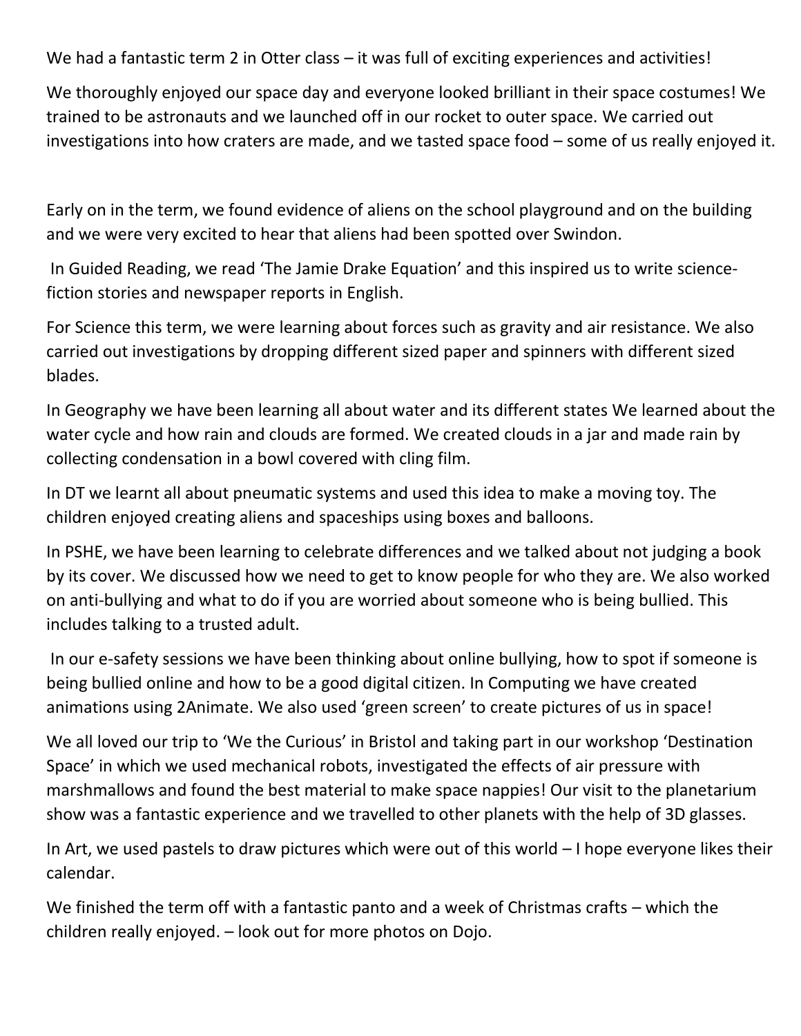We had a fantastic term 2 in Otter class – it was full of exciting experiences and activities!

We thoroughly enjoyed our space day and everyone looked brilliant in their space costumes! We trained to be astronauts and we launched off in our rocket to outer space. We carried out investigations into how craters are made, and we tasted space food – some of us really enjoyed it.

Early on in the term, we found evidence of aliens on the school playground and on the building and we were very excited to hear that aliens had been spotted over Swindon.

In Guided Reading, we read 'The Jamie Drake Equation' and this inspired us to write science-fiction stories and newspaper reports in English.

For Science this term, we were learning about forces such as gravity and air resistance. We also carried out investigations by dropping different sized paper and spinners with different sized blades.

In Geography we have been learning all about water and its different states We learned about the water cycle and how rain and clouds are formed. We created clouds in a jar and made rain by collecting condensation in a bowl covered with cling film.

In DT we learnt all about pneumatic systems and used this idea to make a moving toy. The children enjoyed creating aliens and spaceships using boxes and balloons.

In PSHE, we have been learning to celebrate differences and we talked about not judging a book by its cover. We discussed how we need to get to know people for who they are. We also worked on anti-bullying and what to do if you are worried about someone who is being bullied. This includes talking to a trusted adult.

In our e-safety sessions we have been thinking about online bullying, how to spot if someone is being bullied online and how to be a good digital citizen. In Computing we have created animations using 2Animate. We also used 'green screen' to create pictures of us in space!

We all loved our trip to 'We the Curious' in Bristol and taking part in our workshop 'Destination Space' in which we used mechanical robots, investigated the effects of air pressure with marshmallows and found the best material to make space nappies! Our visit to the planetarium show was a fantastic experience and we travelled to other planets with the help of 3D glasses.

In Art, we used pastels to draw pictures which were out of this world – I hope everyone likes their calendar.

We finished the term off with a fantastic panto and a week of Christmas crafts – which the children really enjoyed. – look out for more photos on Dojo.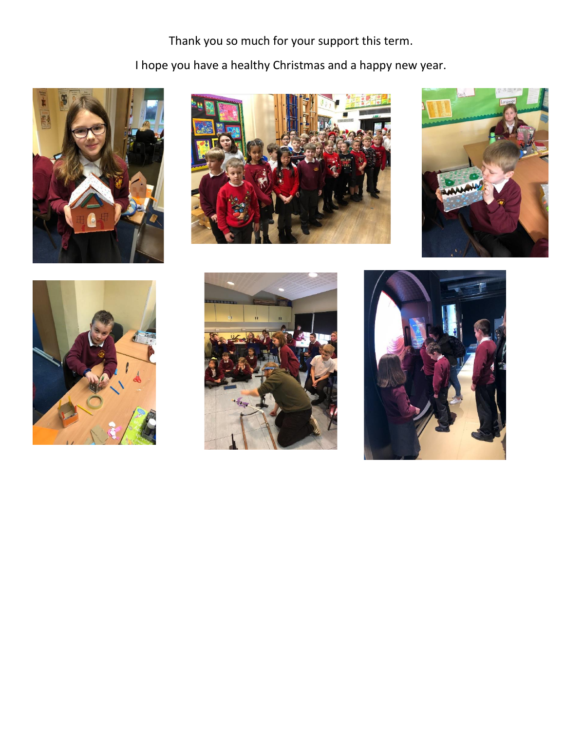Thank you so much for your support this term.

I hope you have a healthy Christmas and a happy new year.